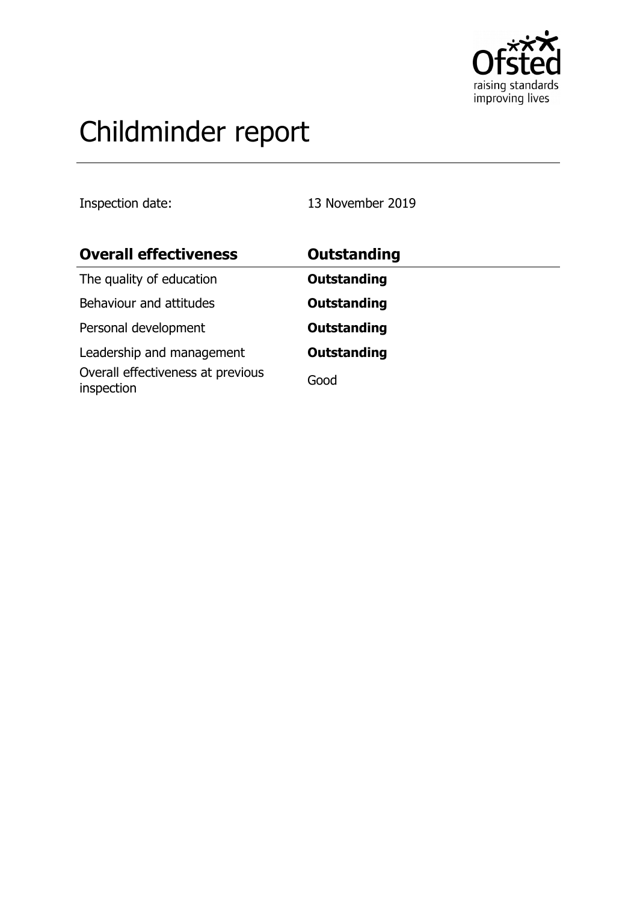# Childminder report

Inspection date: 13 November 2019

| Overall effectiveness | Outstanding |
|---|---|
| The quality of education | **Outstanding** |
| Behaviour and attitudes | **Outstanding** |
| Personal development | **Outstanding** |
| Leadership and management | **Outstanding** |
| Overall effectiveness at previous inspection | Good |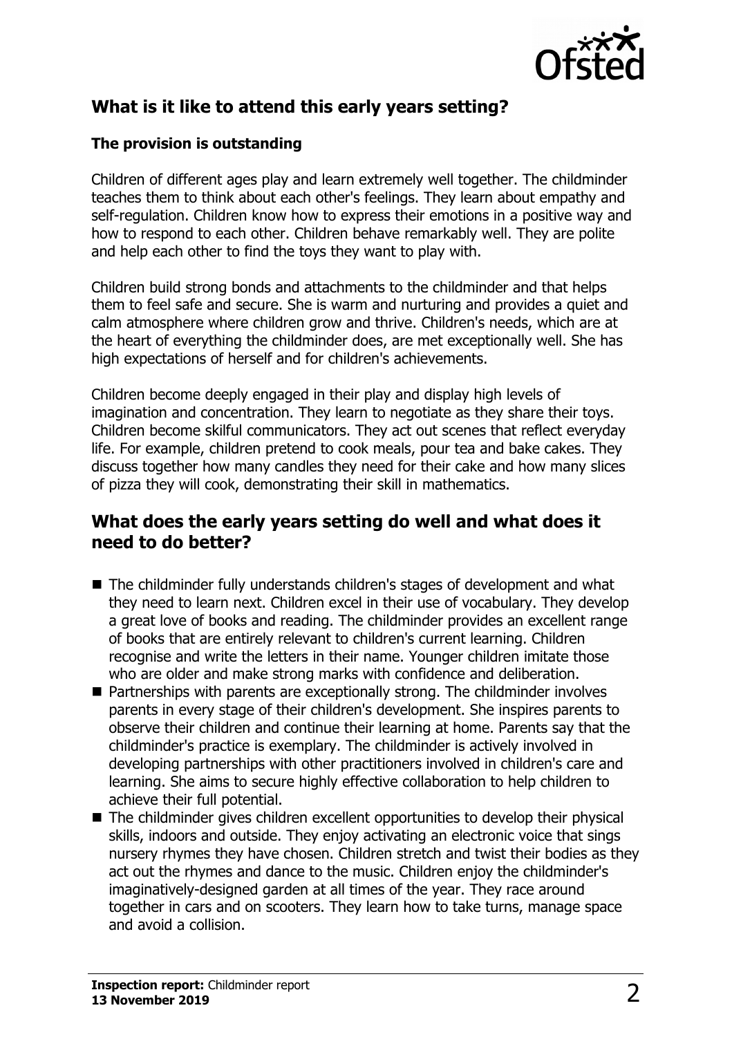## What is it like to attend this early years setting?

### The provision is outstanding

Children of different ages play and learn extremely well together. The childminder teaches them to think about each other's feelings. They learn about empathy and self-regulation. Children know how to express their emotions in a positive way and how to respond to each other. Children behave remarkably well. They are polite and help each other to find the toys they want to play with.

Children build strong bonds and attachments to the childminder and that helps them to feel safe and secure. She is warm and nurturing and provides a quiet and calm atmosphere where children grow and thrive. Children's needs, which are at the heart of everything the childminder does, are met exceptionally well. She has high expectations of herself and for children's achievements.

Children become deeply engaged in their play and display high levels of imagination and concentration. They learn to negotiate as they share their toys. Children become skilful communicators. They act out scenes that reflect everyday life. For example, children pretend to cook meals, pour tea and bake cakes. They discuss together how many candles they need for their cake and how many slices of pizza they will cook, demonstrating their skill in mathematics.

## What does the early years setting do well and what does it need to do better?

- The childminder fully understands children's stages of development and what they need to learn next. Children excel in their use of vocabulary. They develop a great love of books and reading. The childminder provides an excellent range of books that are entirely relevant to children's current learning. Children recognise and write the letters in their name. Younger children imitate those who are older and make strong marks with confidence and deliberation.
- Partnerships with parents are exceptionally strong. The childminder involves parents in every stage of their children's development. She inspires parents to observe their children and continue their learning at home. Parents say that the childminder's practice is exemplary. The childminder is actively involved in developing partnerships with other practitioners involved in children's care and learning. She aims to secure highly effective collaboration to help children to achieve their full potential.
- The childminder gives children excellent opportunities to develop their physical skills, indoors and outside. They enjoy activating an electronic voice that sings nursery rhymes they have chosen. Children stretch and twist their bodies as they act out the rhymes and dance to the music. Children enjoy the childminder's imaginatively-designed garden at all times of the year. They race around together in cars and on scooters. They learn how to take turns, manage space and avoid a collision.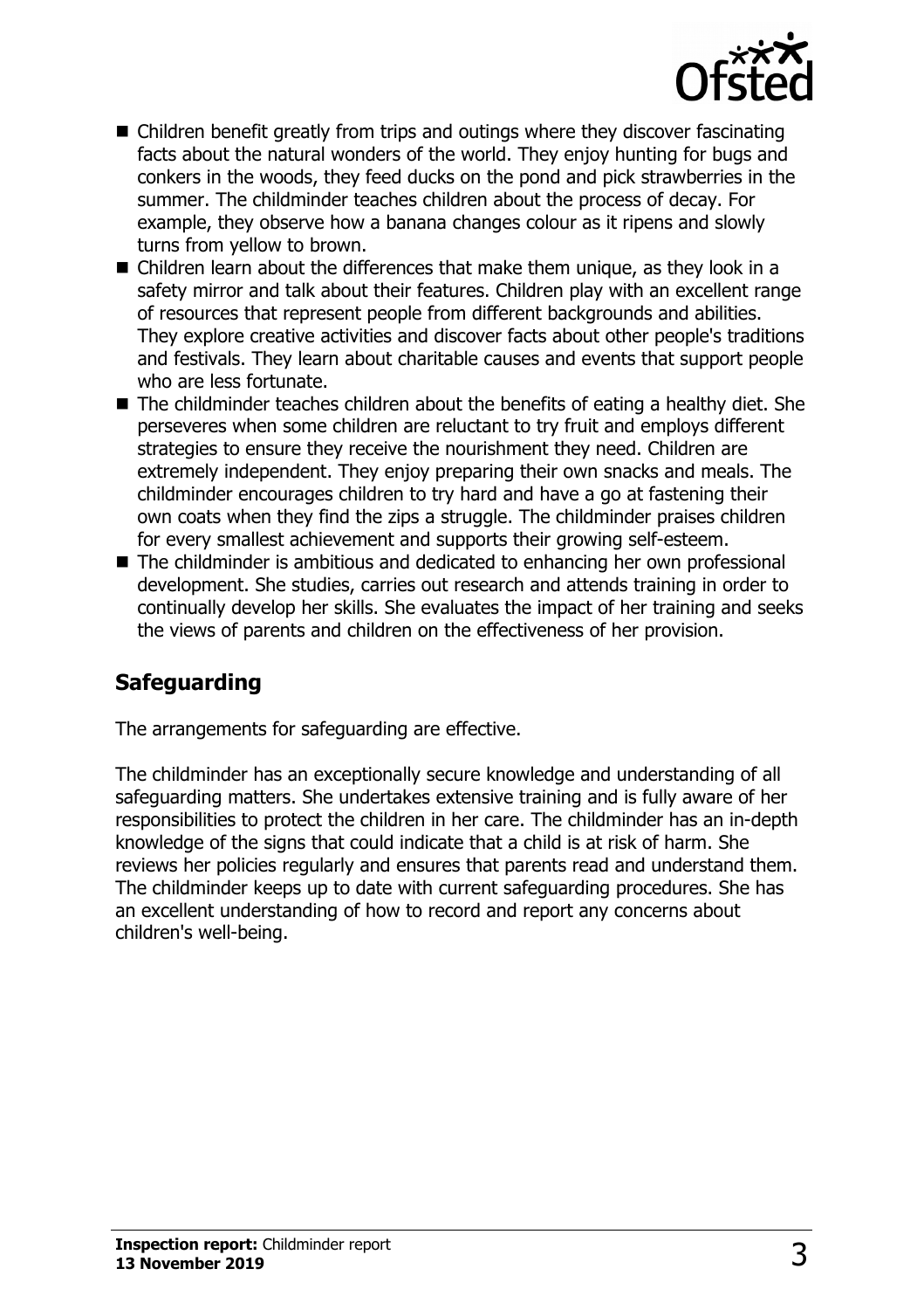- Children benefit greatly from trips and outings where they discover fascinating facts about the natural wonders of the world. They enjoy hunting for bugs and conkers in the woods, they feed ducks on the pond and pick strawberries in the summer. The childminder teaches children about the process of decay. For example, they observe how a banana changes colour as it ripens and slowly turns from yellow to brown.
- Children learn about the differences that make them unique, as they look in a safety mirror and talk about their features. Children play with an excellent range of resources that represent people from different backgrounds and abilities. They explore creative activities and discover facts about other people's traditions and festivals. They learn about charitable causes and events that support people who are less fortunate.
- The childminder teaches children about the benefits of eating a healthy diet. She perseveres when some children are reluctant to try fruit and employs different strategies to ensure they receive the nourishment they need. Children are extremely independent. They enjoy preparing their own snacks and meals. The childminder encourages children to try hard and have a go at fastening their own coats when they find the zips a struggle. The childminder praises children for every smallest achievement and supports their growing self-esteem.
- The childminder is ambitious and dedicated to enhancing her own professional development. She studies, carries out research and attends training in order to continually develop her skills. She evaluates the impact of her training and seeks the views of parents and children on the effectiveness of her provision.

## Safeguarding

The arrangements for safeguarding are effective.

The childminder has an exceptionally secure knowledge and understanding of all safeguarding matters. She undertakes extensive training and is fully aware of her responsibilities to protect the children in her care. The childminder has an in-depth knowledge of the signs that could indicate that a child is at risk of harm. She reviews her policies regularly and ensures that parents read and understand them. The childminder keeps up to date with current safeguarding procedures. She has an excellent understanding of how to record and report any concerns about children's well-being.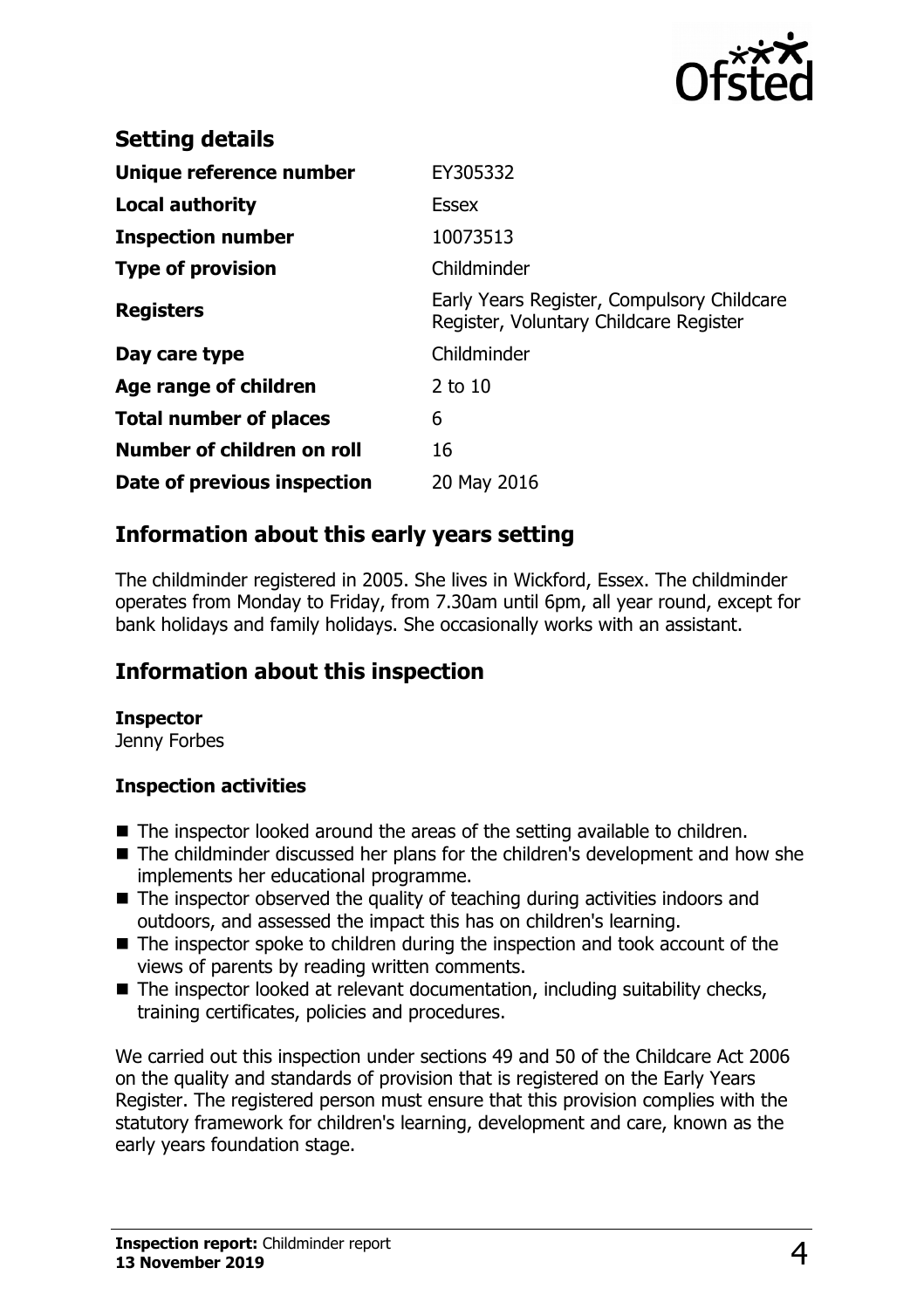## Setting details

| | |
|---|---|
| **Unique reference number** | EY305332 |
| **Local authority** | Essex |
| **Inspection number** | 10073513 |
| **Type of provision** | Childminder |
| **Registers** | Early Years Register, Compulsory Childcare Register, Voluntary Childcare Register |
| **Day care type** | Childminder |
| **Age range of children** | 2 to 10 |
| **Total number of places** | 6 |
| **Number of children on roll** | 16 |
| **Date of previous inspection** | 20 May 2016 |

## Information about this early years setting

The childminder registered in 2005. She lives in Wickford, Essex. The childminder operates from Monday to Friday, from 7.30am until 6pm, all year round, except for bank holidays and family holidays. She occasionally works with an assistant.

## Information about this inspection

**Inspector**
Jenny Forbes

### Inspection activities

- The inspector looked around the areas of the setting available to children.
- The childminder discussed her plans for the children's development and how she implements her educational programme.
- The inspector observed the quality of teaching during activities indoors and outdoors, and assessed the impact this has on children's learning.
- The inspector spoke to children during the inspection and took account of the views of parents by reading written comments.
- The inspector looked at relevant documentation, including suitability checks, training certificates, policies and procedures.

We carried out this inspection under sections 49 and 50 of the Childcare Act 2006 on the quality and standards of provision that is registered on the Early Years Register. The registered person must ensure that this provision complies with the statutory framework for children's learning, development and care, known as the early years foundation stage.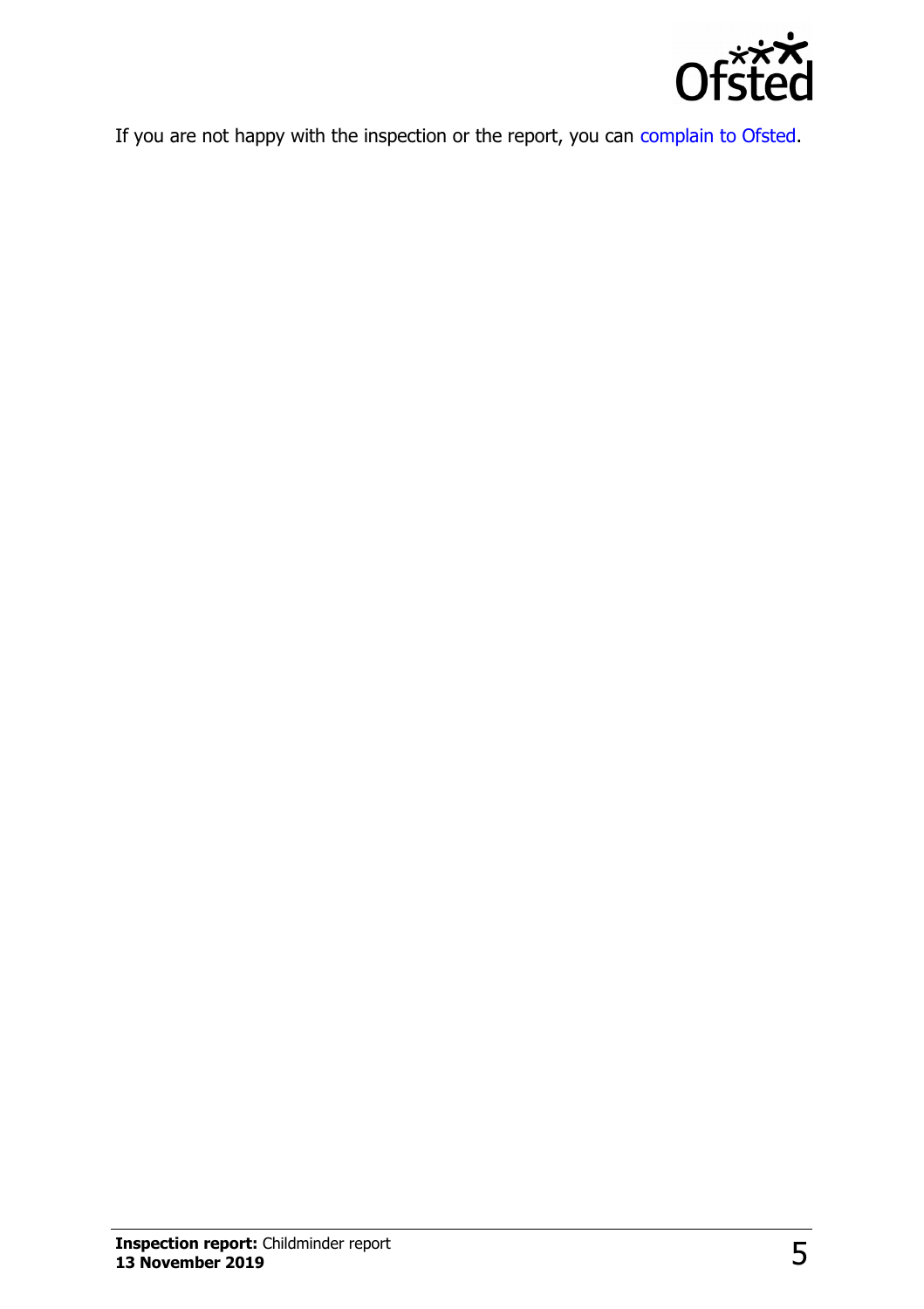If you are not happy with the inspection or the report, you can complain to Ofsted.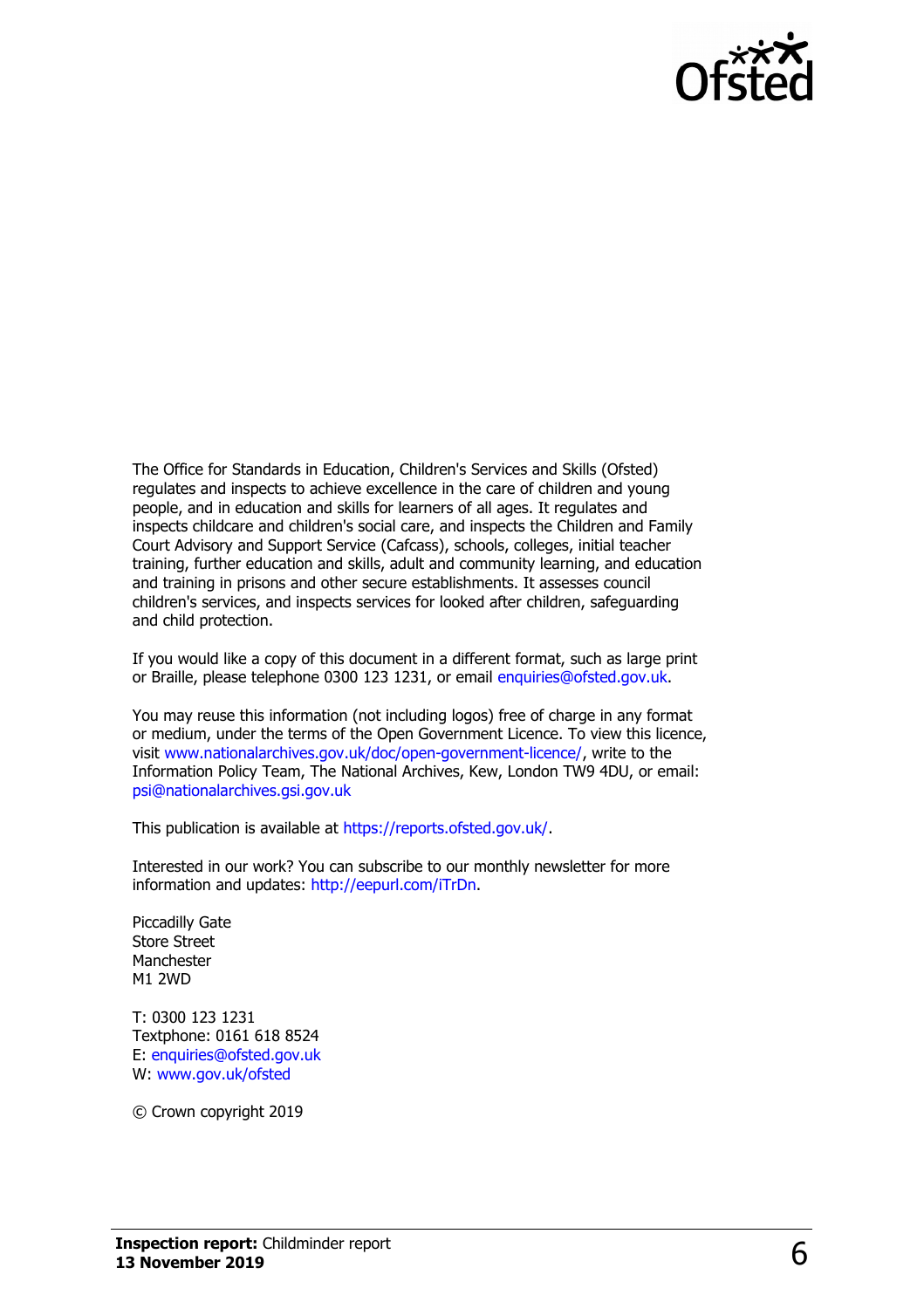The Office for Standards in Education, Children's Services and Skills (Ofsted) regulates and inspects to achieve excellence in the care of children and young people, and in education and skills for learners of all ages. It regulates and inspects childcare and children's social care, and inspects the Children and Family Court Advisory and Support Service (Cafcass), schools, colleges, initial teacher training, further education and skills, adult and community learning, and education and training in prisons and other secure establishments. It assesses council children's services, and inspects services for looked after children, safeguarding and child protection.

If you would like a copy of this document in a different format, such as large print or Braille, please telephone 0300 123 1231, or email enquiries@ofsted.gov.uk.

You may reuse this information (not including logos) free of charge in any format or medium, under the terms of the Open Government Licence. To view this licence, visit www.nationalarchives.gov.uk/doc/open-government-licence/, write to the Information Policy Team, The National Archives, Kew, London TW9 4DU, or email: psi@nationalarchives.gsi.gov.uk

This publication is available at https://reports.ofsted.gov.uk/.

Interested in our work? You can subscribe to our monthly newsletter for more information and updates: http://eepurl.com/iTrDn.

Piccadilly Gate
Store Street
Manchester
M1 2WD

T: 0300 123 1231
Textphone: 0161 618 8524
E: enquiries@ofsted.gov.uk
W: www.gov.uk/ofsted

© Crown copyright 2019